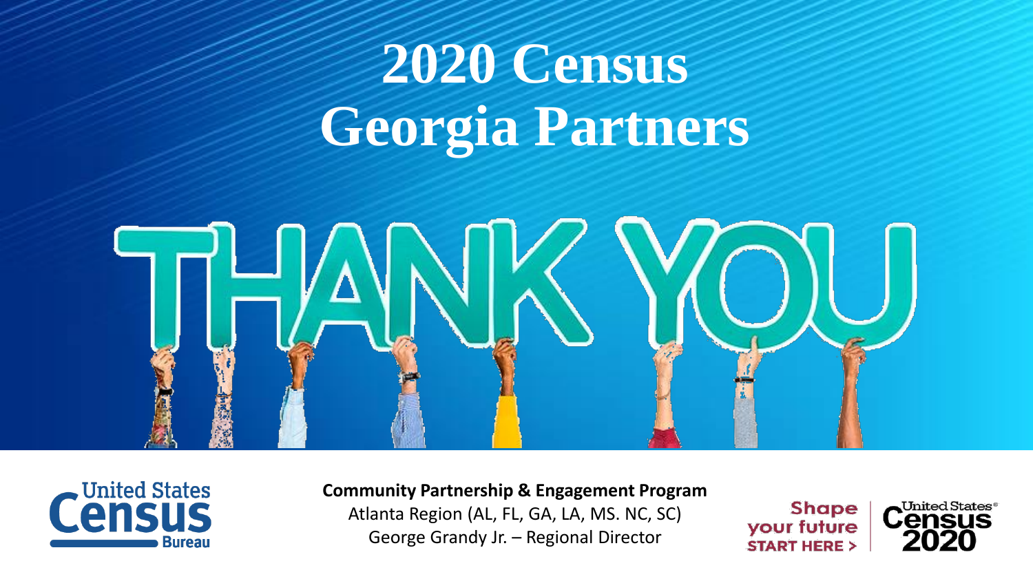# 2020 Census
# Georgia Partners

THANK YOU

**Community Partnership & Engagement Program**

Atlanta Region (AL, FL, GA, LA, MS. NC, SC)

George Grandy Jr. – Regional Director

United States Census Bureau

Shape your future START HERE >

United States Census 2020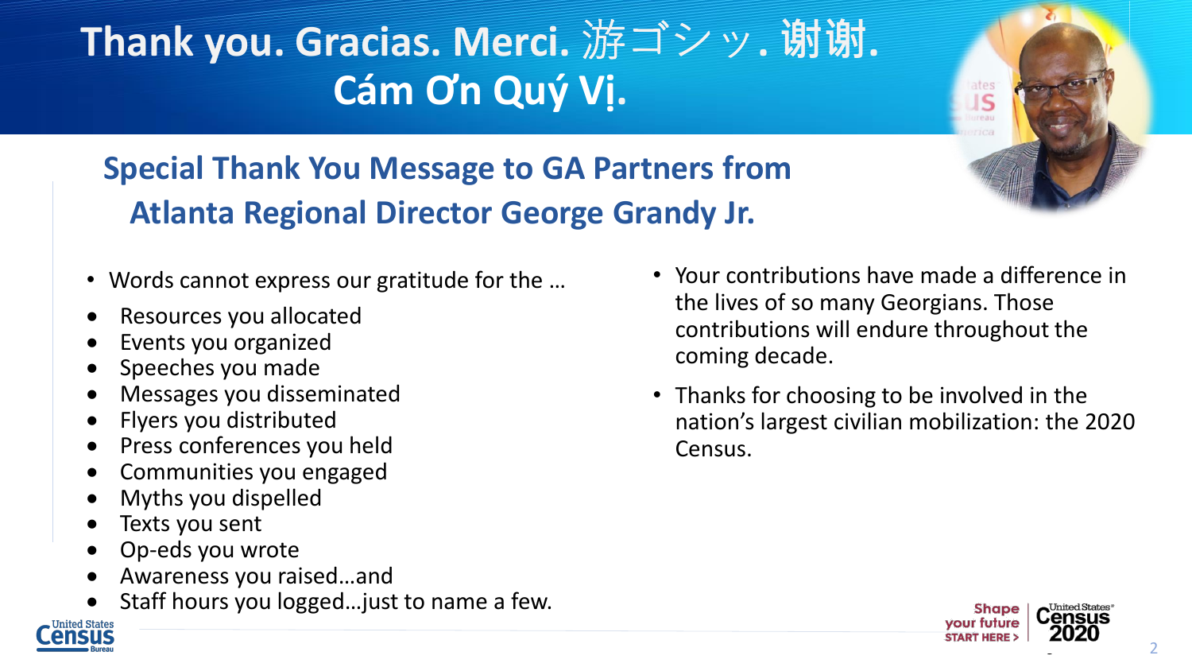# Thank you. Gracias. Merci. 游ゴシッ. 谢谢. Cám Ơn Quý Vị.

## Special Thank You Message to GA Partners from Atlanta Regional Director George Grandy Jr.

- Words cannot express our gratitude for the …
- Resources you allocated
- Events you organized
- Speeches you made
- Messages you disseminated
- Flyers you distributed
- Press conferences you held
- Communities you engaged
- Myths you dispelled
- Texts you sent
- Op-eds you wrote
- Awareness you raised…and
- Staff hours you logged…just to name a few.

- Your contributions have made a difference in the lives of so many Georgians. Those contributions will endure throughout the coming decade.
- Thanks for choosing to be involved in the nation's largest civilian mobilization: the 2020 Census.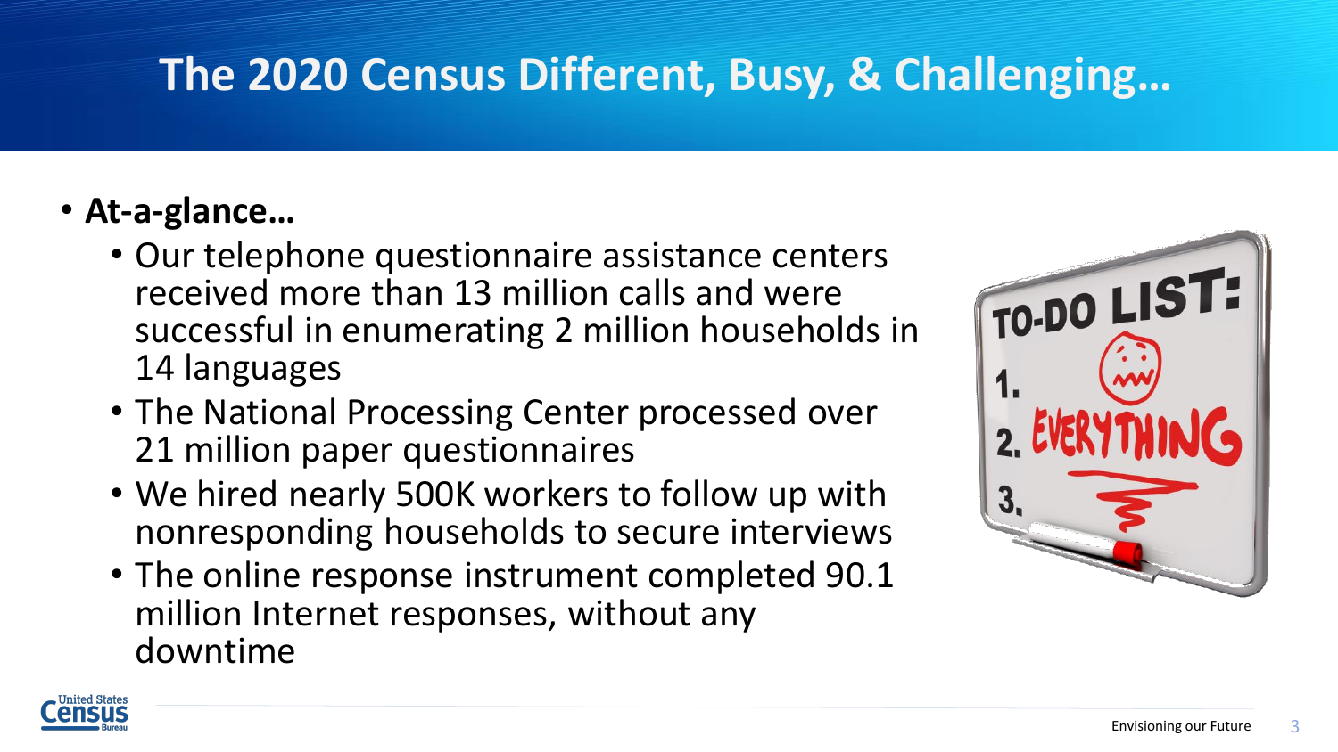# The 2020 Census Different, Busy, & Challenging…

- **At-a-glance…**
  - Our telephone questionnaire assistance centers received more than 13 million calls and were successful in enumerating 2 million households in 14 languages
  - The National Processing Center processed over 21 million paper questionnaires
  - We hired nearly 500K workers to follow up with nonresponding households to secure interviews
  - The online response instrument completed 90.1 million Internet responses, without any downtime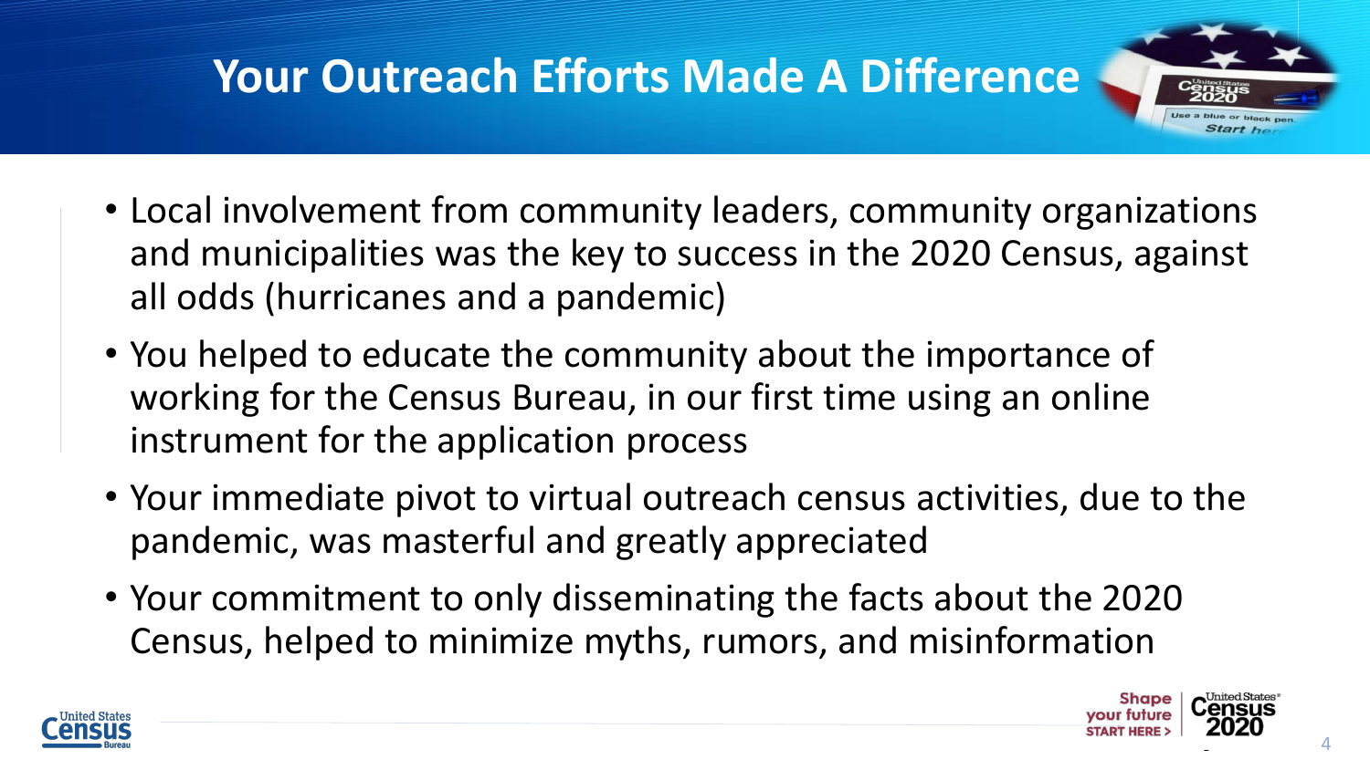# Your Outreach Efforts Made A Difference

- Local involvement from community leaders, community organizations and municipalities was the key to success in the 2020 Census, against all odds (hurricanes and a pandemic)
- You helped to educate the community about the importance of working for the Census Bureau, in our first time using an online instrument for the application process
- Your immediate pivot to virtual outreach census activities, due to the pandemic, was masterful and greatly appreciated
- Your commitment to only disseminating the facts about the 2020 Census, helped to minimize myths, rumors, and misinformation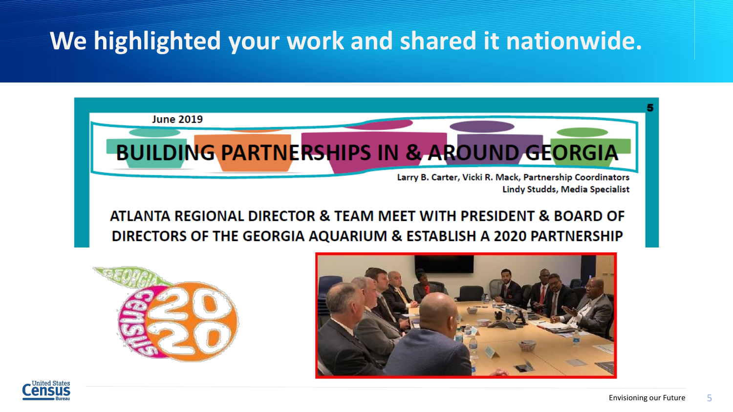# We highlighted your work and shared it nationwide.

June 2019

## BUILDING PARTNERSHIPS IN & AROUND GEORGIA

Larry B. Carter, Vicki R. Mack, Partnership Coordinators
Lindy Studds, Media Specialist

### ATLANTA REGIONAL DIRECTOR & TEAM MEET WITH PRESIDENT & BOARD OF DIRECTORS OF THE GEORGIA AQUARIUM & ESTABLISH A 2020 PARTNERSHIP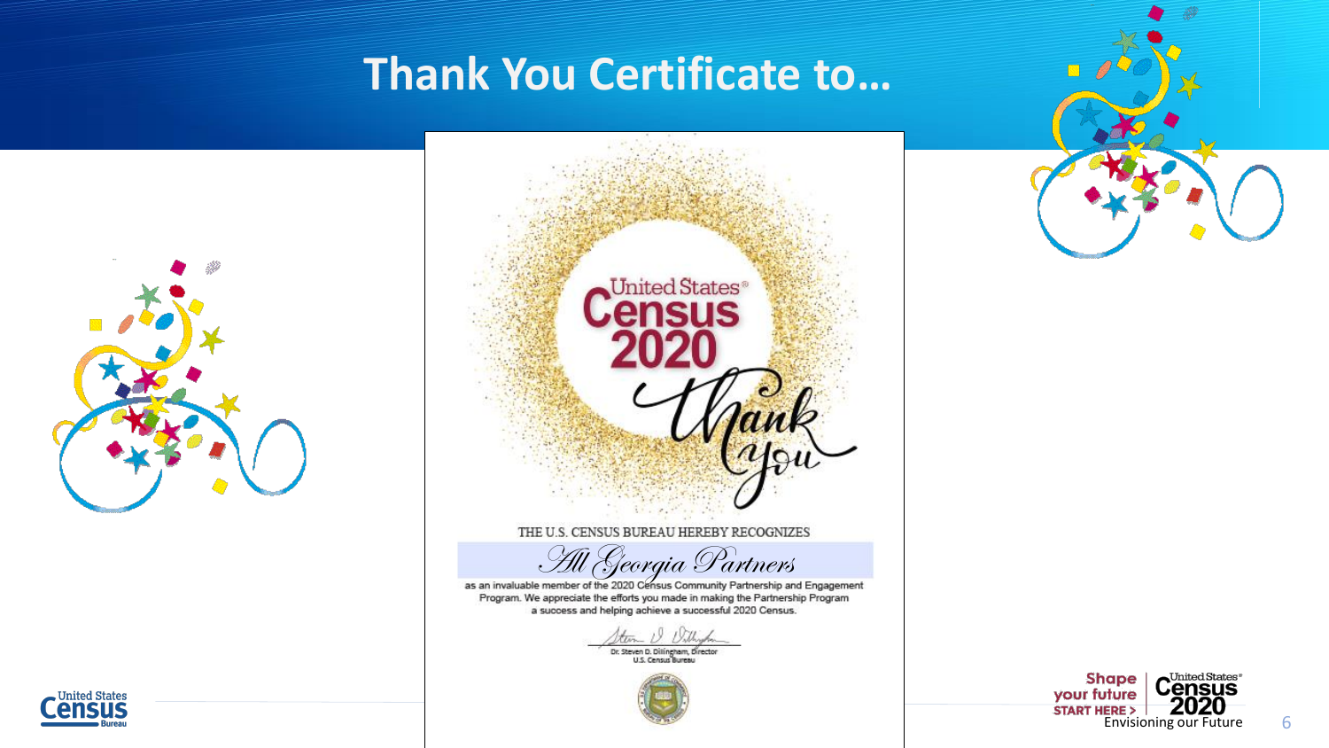# Thank You Certificate to…

United States® Census 2020

thank you

THE U.S. CENSUS BUREAU HEREBY RECOGNIZES

*All Georgia Partners*

as an invaluable member of the 2020 Census Community Partnership and Engagement Program. We appreciate the efforts you made in making the Partnership Program a success and helping achieve a successful 2020 Census.

Dr. Steven D. Dillingham, Director
U.S. Census Bureau

Shape your future START HERE > United States® Census 2020

Envisioning our Future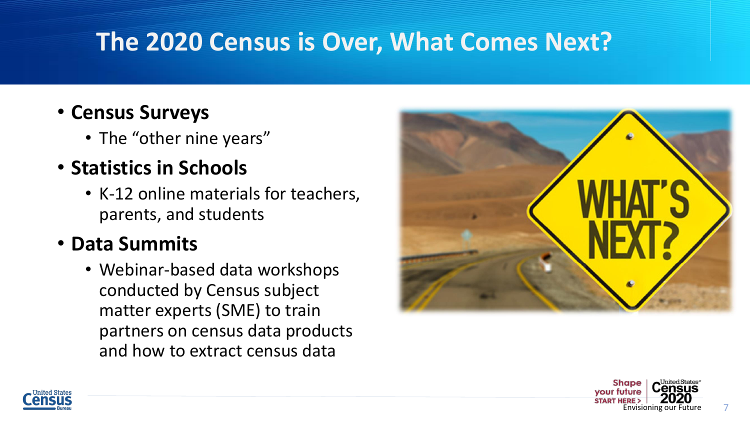# The 2020 Census is Over, What Comes Next?

- **Census Surveys**
  - The "other nine years"
- **Statistics in Schools**
  - K-12 online materials for teachers, parents, and students
- **Data Summits**
  - Webinar-based data workshops conducted by Census subject matter experts (SME) to train partners on census data products and how to extract census data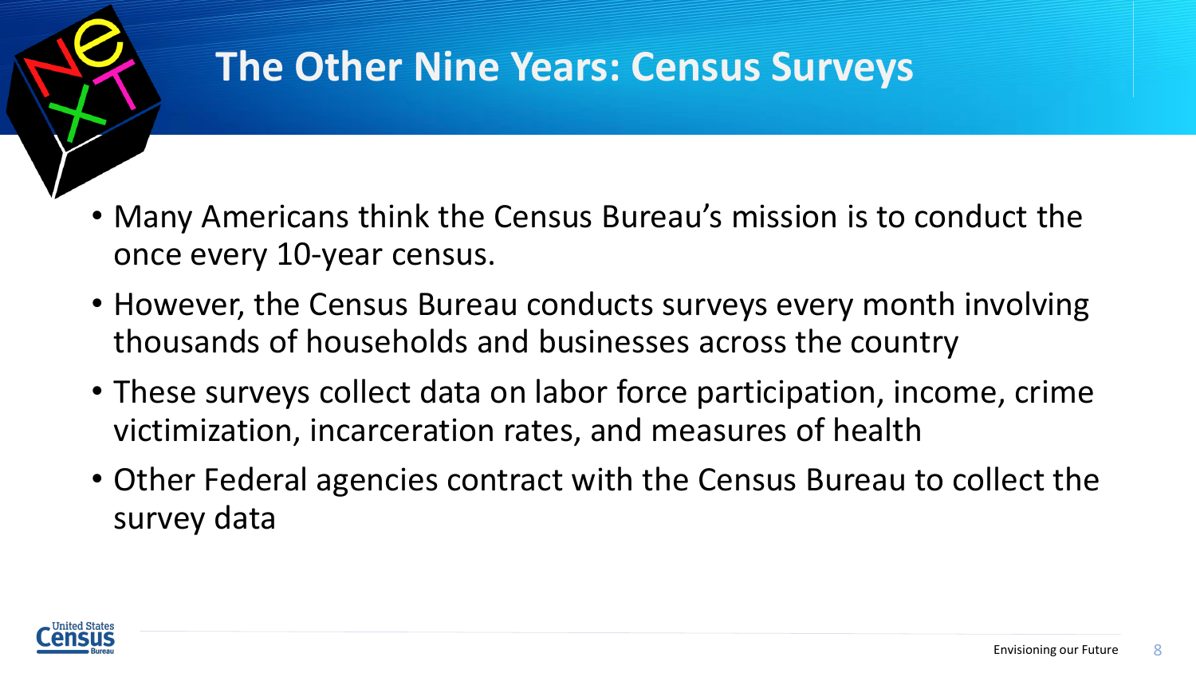# The Other Nine Years: Census Surveys

- Many Americans think the Census Bureau's mission is to conduct the once every 10-year census.
- However, the Census Bureau conducts surveys every month involving thousands of households and businesses across the country
- These surveys collect data on labor force participation, income, crime victimization, incarceration rates, and measures of health
- Other Federal agencies contract with the Census Bureau to collect the survey data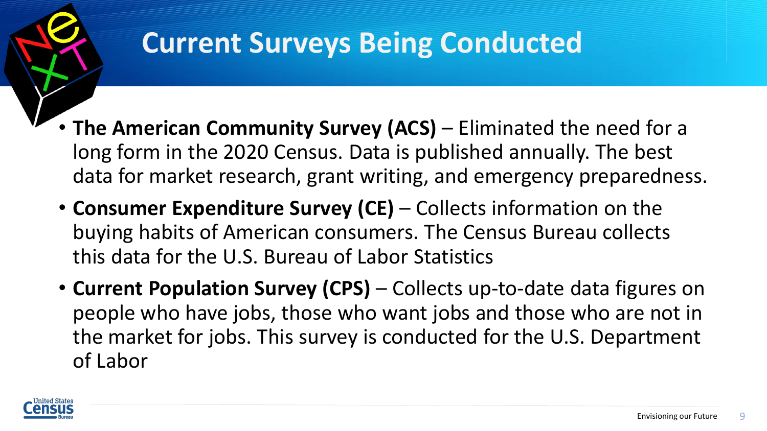# Current Surveys Being Conducted

- **The American Community Survey (ACS)** – Eliminated the need for a long form in the 2020 Census. Data is published annually. The best data for market research, grant writing, and emergency preparedness.
- **Consumer Expenditure Survey (CE)** – Collects information on the buying habits of American consumers. The Census Bureau collects this data for the U.S. Bureau of Labor Statistics
- **Current Population Survey (CPS)** – Collects up-to-date data figures on people who have jobs, those who want jobs and those who are not in the market for jobs. This survey is conducted for the U.S. Department of Labor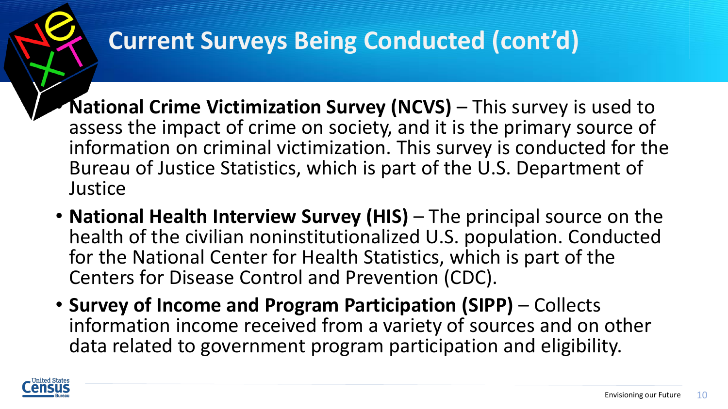# Current Surveys Being Conducted (cont'd)

- **National Crime Victimization Survey (NCVS)** – This survey is used to assess the impact of crime on society, and it is the primary source of information on criminal victimization. This survey is conducted for the Bureau of Justice Statistics, which is part of the U.S. Department of Justice
- **National Health Interview Survey (HIS)** – The principal source on the health of the civilian noninstitutionalized U.S. population. Conducted for the National Center for Health Statistics, which is part of the Centers for Disease Control and Prevention (CDC).
- **Survey of Income and Program Participation (SIPP)** – Collects information income received from a variety of sources and on other data related to government program participation and eligibility.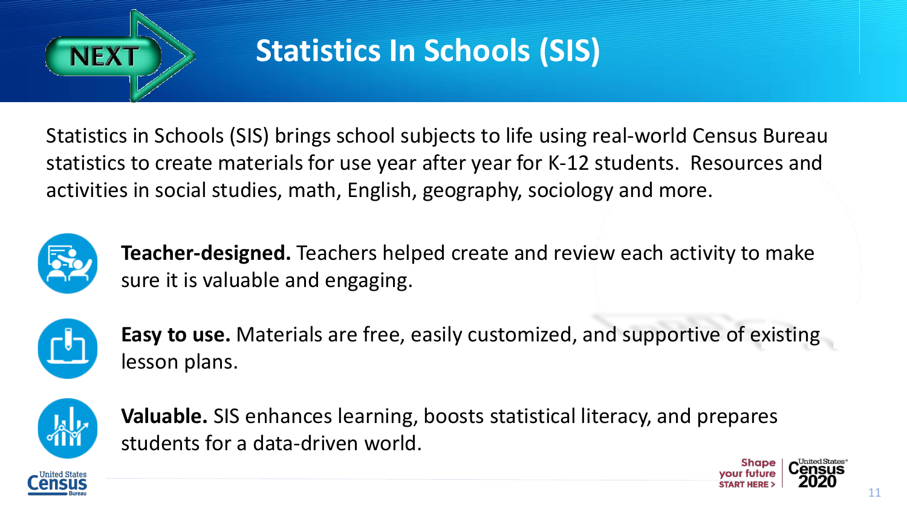# Statistics In Schools (SIS)

Statistics in Schools (SIS) brings school subjects to life using real-world Census Bureau statistics to create materials for use year after year for K-12 students. Resources and activities in social studies, math, English, geography, sociology and more.

**Teacher-designed.** Teachers helped create and review each activity to make sure it is valuable and engaging.

**Easy to use.** Materials are free, easily customized, and supportive of existing lesson plans.

**Valuable.** SIS enhances learning, boosts statistical literacy, and prepares students for a data-driven world.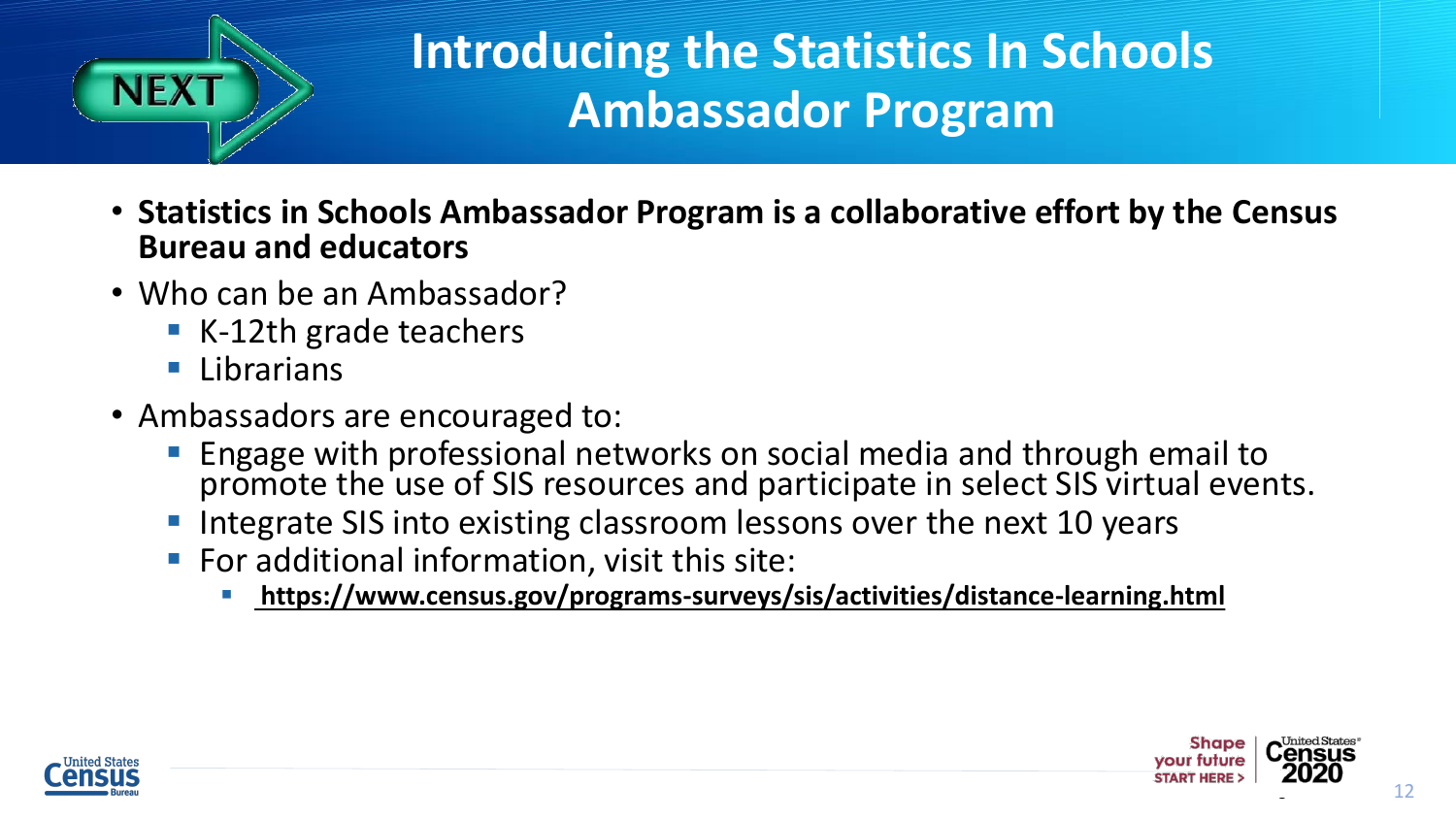# Introducing the Statistics In Schools Ambassador Program

- **Statistics in Schools Ambassador Program is a collaborative effort by the Census Bureau and educators**
- Who can be an Ambassador?
  - K-12th grade teachers
  - Librarians
- Ambassadors are encouraged to:
  - Engage with professional networks on social media and through email to promote the use of SIS resources and participate in select SIS virtual events.
  - Integrate SIS into existing classroom lessons over the next 10 years
  - For additional information, visit this site:
    - **https://www.census.gov/programs-surveys/sis/activities/distance-learning.html**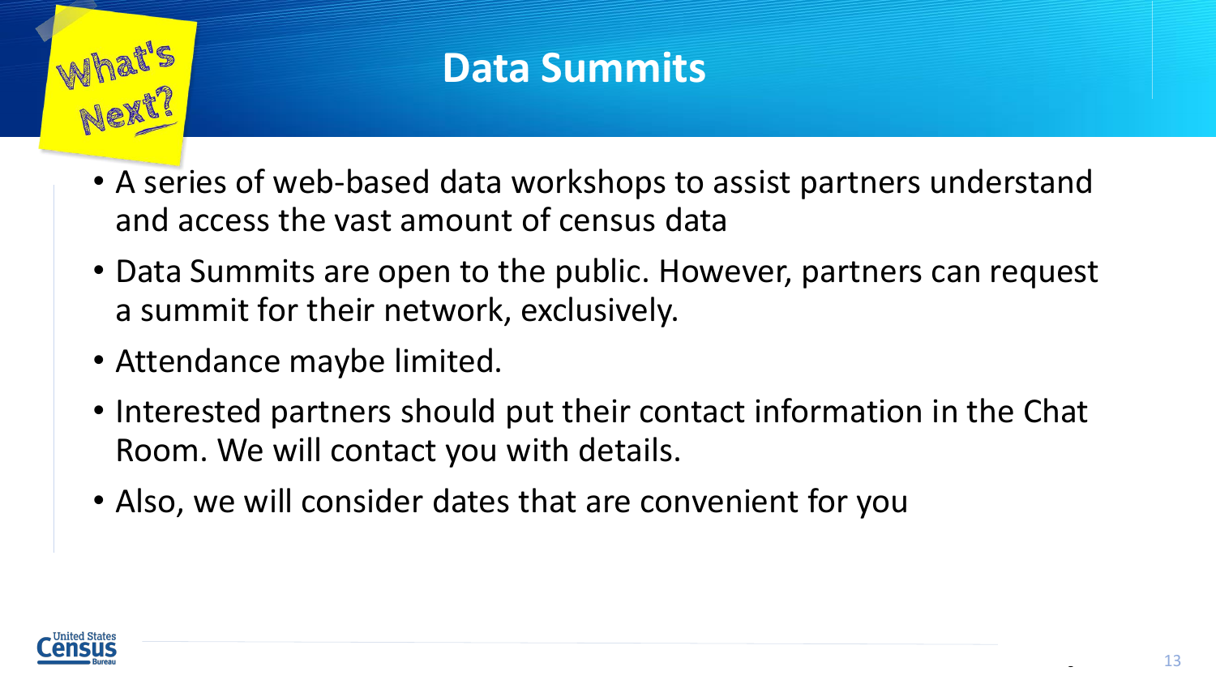What's Next?

# Data Summits

- A series of web-based data workshops to assist partners understand and access the vast amount of census data
- Data Summits are open to the public. However, partners can request a summit for their network, exclusively.
- Attendance maybe limited.
- Interested partners should put their contact information in the Chat Room. We will contact you with details.
- Also, we will consider dates that are convenient for you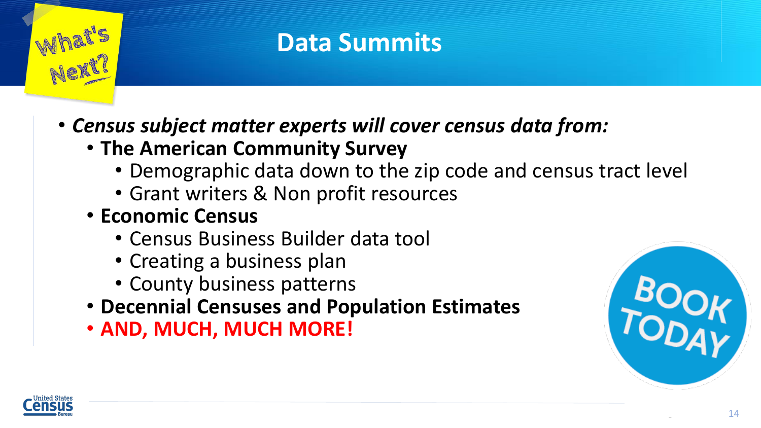What's Next?

# Data Summits

- ***Census subject matter experts will cover census data from:***
  - **The American Community Survey**
    - Demographic data down to the zip code and census tract level
    - Grant writers & Non profit resources
  - **Economic Census**
    - Census Business Builder data tool
    - Creating a business plan
    - County business patterns
  - **Decennial Censuses and Population Estimates**
  - **AND, MUCH, MUCH MORE!**

BOOK TODAY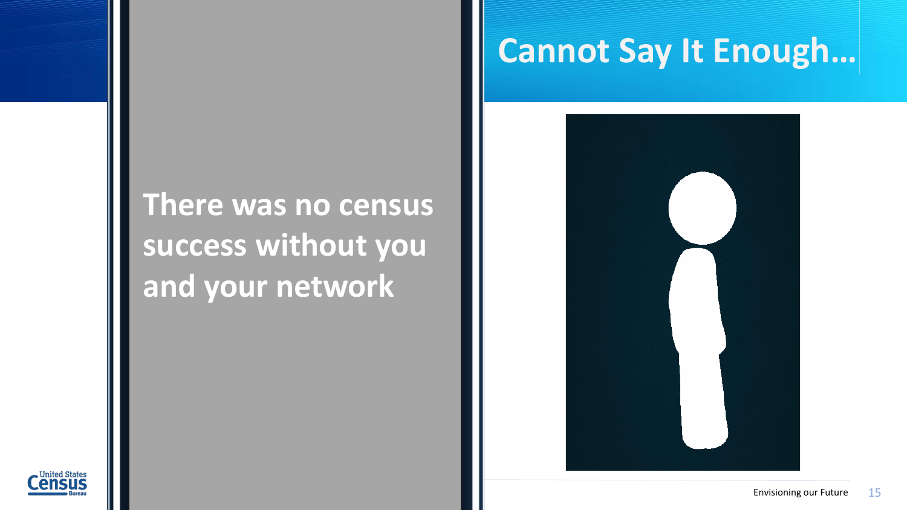# Cannot Say It Enough…

There was no census success without you and your network